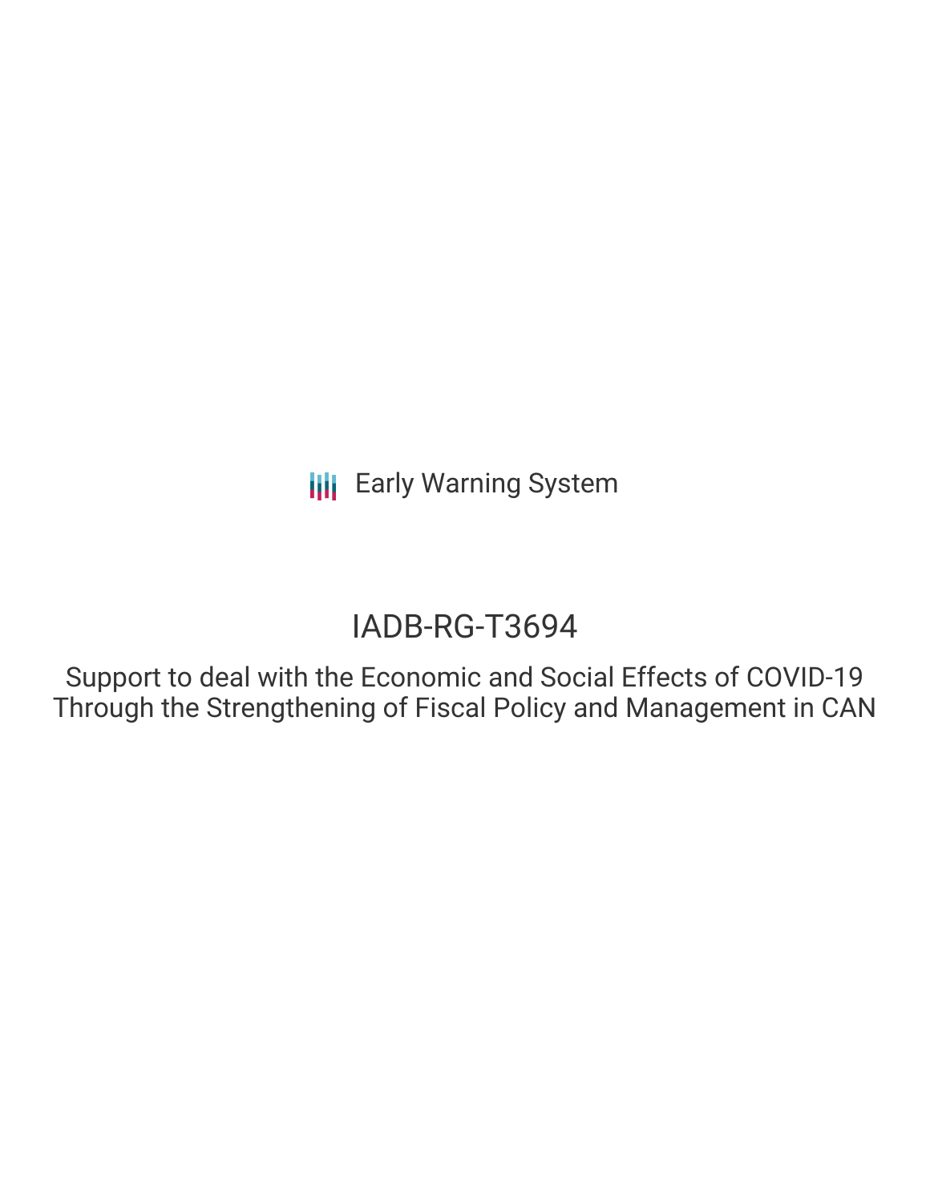Early Warning System

# IADB-RG-T3694

## Support to deal with the Economic and Social Effects of COVID-19 Through the Strengthening of Fiscal Policy and Management in CAN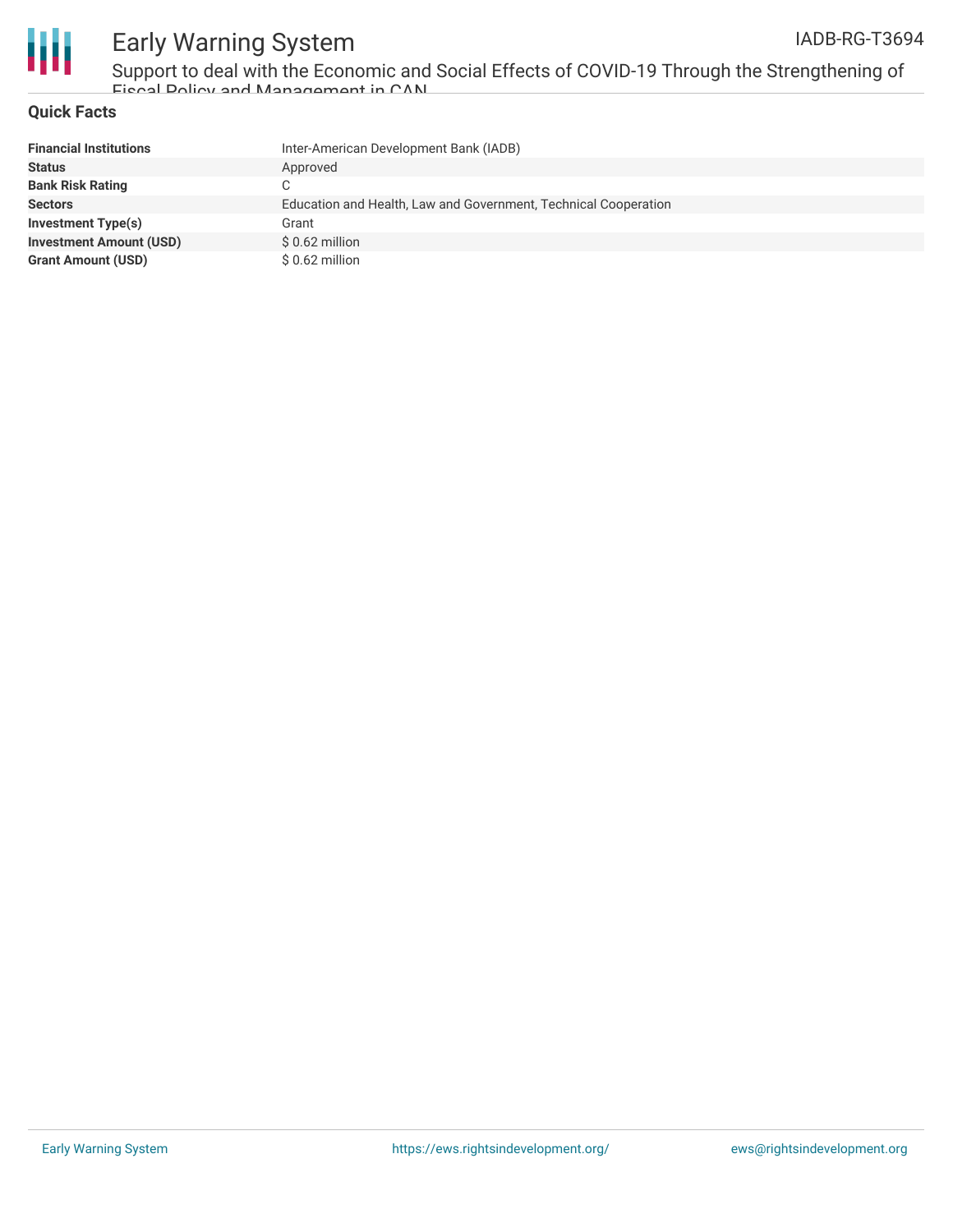## Quick Facts

| | |
|---|---|
| **Financial Institutions** | Inter-American Development Bank (IADB) |
| **Status** | Approved |
| **Bank Risk Rating** | C |
| **Sectors** | Education and Health, Law and Government, Technical Cooperation |
| **Investment Type(s)** | Grant |
| **Investment Amount (USD)** | $ 0.62 million |
| **Grant Amount (USD)** | $ 0.62 million |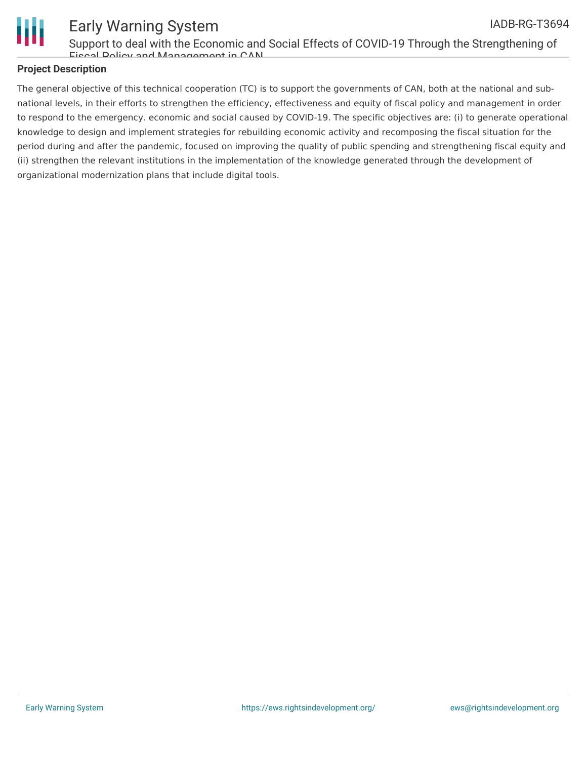## Project Description

The general objective of this technical cooperation (TC) is to support the governments of CAN, both at the national and sub-national levels, in their efforts to strengthen the efficiency, effectiveness and equity of fiscal policy and management in order to respond to the emergency. economic and social caused by COVID-19. The specific objectives are: (i) to generate operational knowledge to design and implement strategies for rebuilding economic activity and recomposing the fiscal situation for the period during and after the pandemic, focused on improving the quality of public spending and strengthening fiscal equity and (ii) strengthen the relevant institutions in the implementation of the knowledge generated through the development of organizational modernization plans that include digital tools.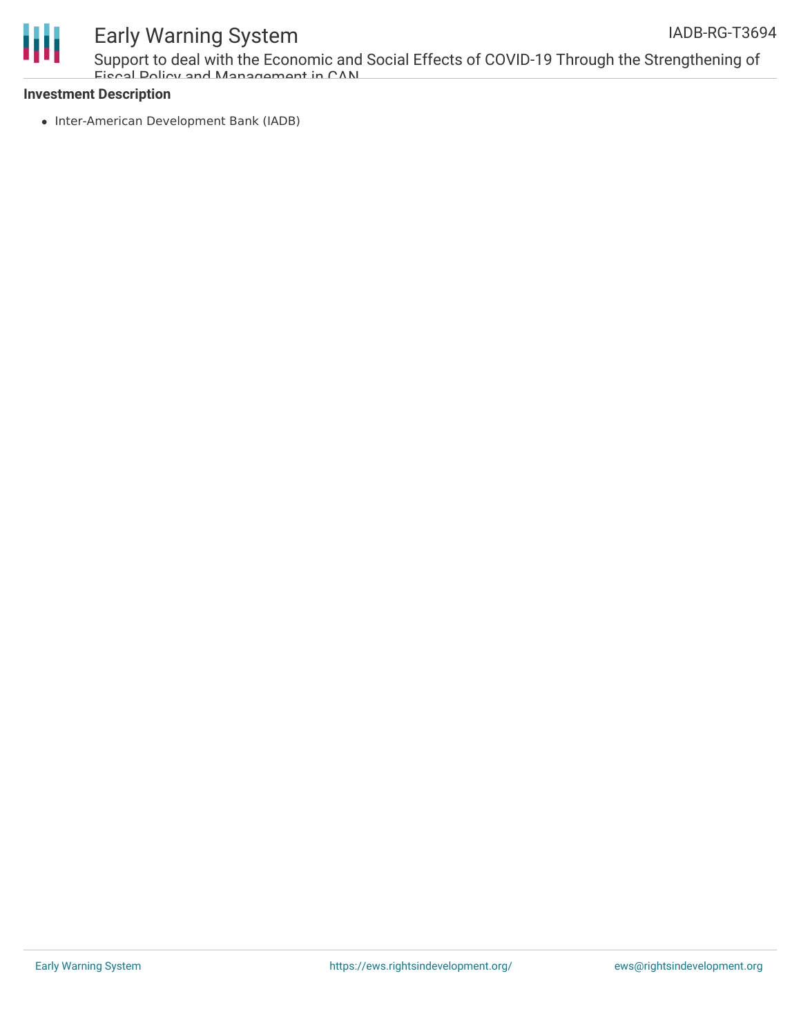**Investment Description**

- Inter-American Development Bank (IADB)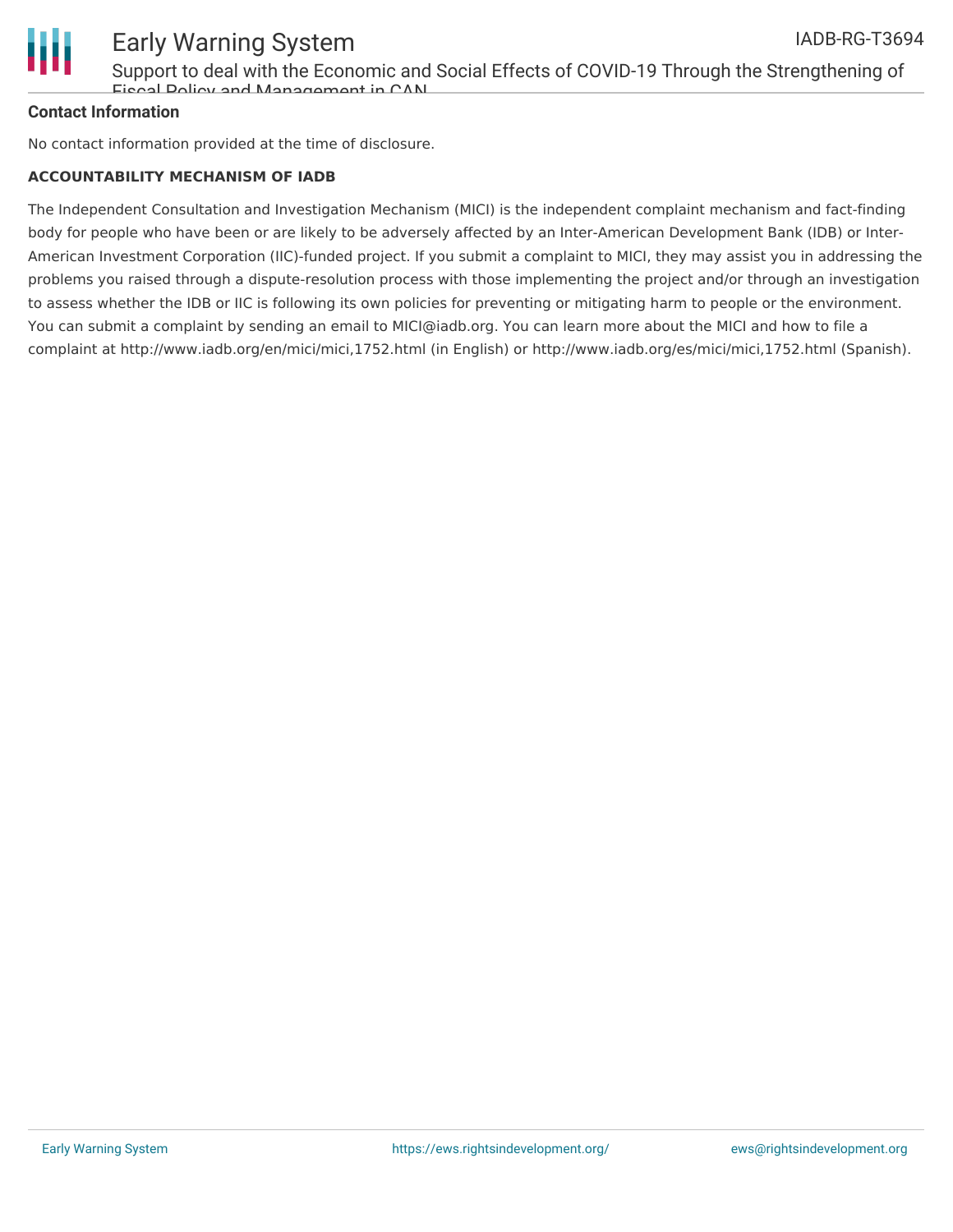**Contact Information**

No contact information provided at the time of disclosure.

**ACCOUNTABILITY MECHANISM OF IADB**

The Independent Consultation and Investigation Mechanism (MICI) is the independent complaint mechanism and fact-finding body for people who have been or are likely to be adversely affected by an Inter-American Development Bank (IDB) or Inter-American Investment Corporation (IIC)-funded project. If you submit a complaint to MICI, they may assist you in addressing the problems you raised through a dispute-resolution process with those implementing the project and/or through an investigation to assess whether the IDB or IIC is following its own policies for preventing or mitigating harm to people or the environment. You can submit a complaint by sending an email to MICI@iadb.org. You can learn more about the MICI and how to file a complaint at http://www.iadb.org/en/mici/mici,1752.html (in English) or http://www.iadb.org/es/mici/mici,1752.html (Spanish).